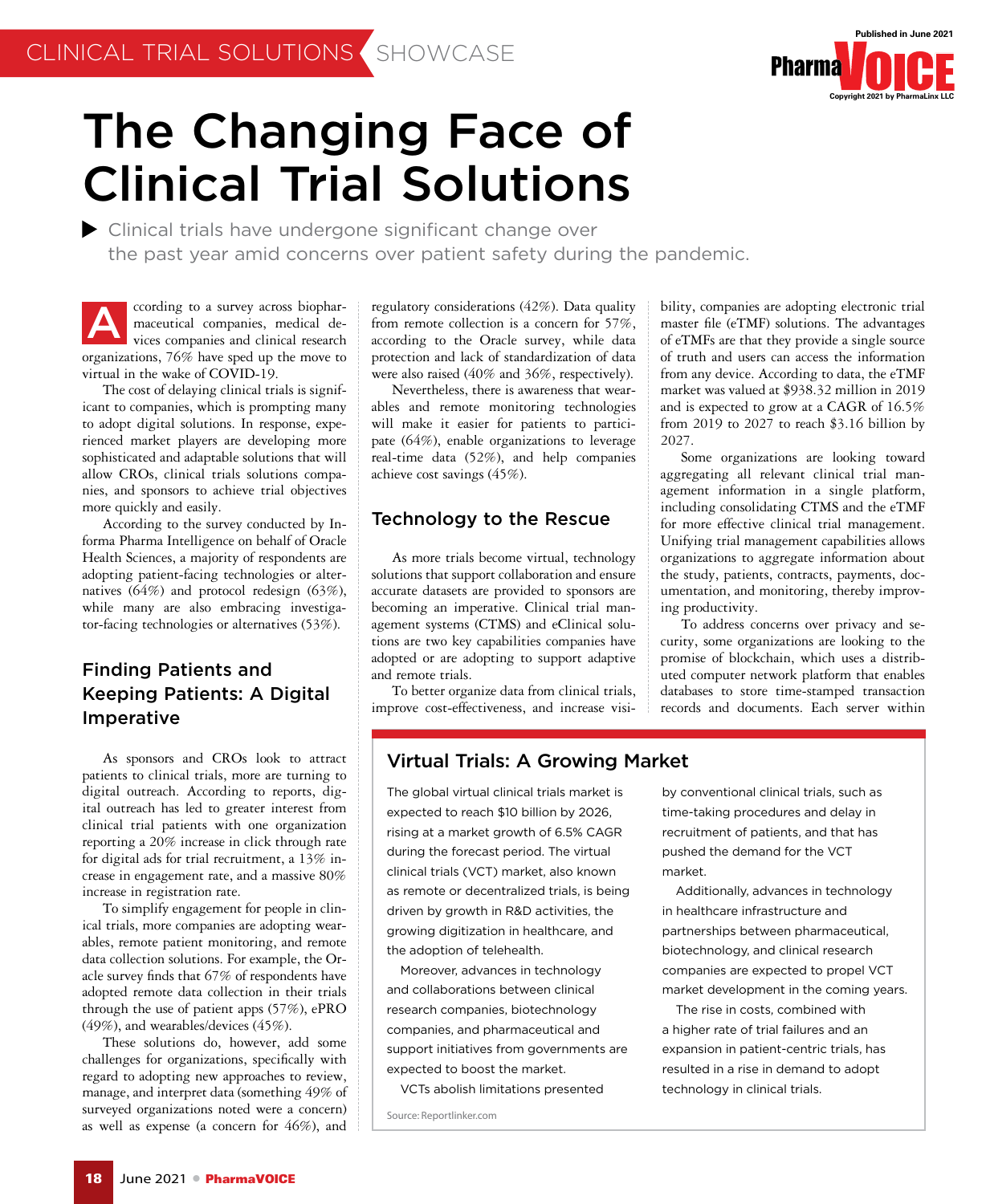CLINICAL TRIAL SOLUTIONS SHOWCASE

# The Changing Face of Clinical Trial Solutions

Clinical trials have undergone significant change over the past year amid concerns over patient safety during the pandemic.

According to a survey across biopharmaceutical companies, medical devices companies and clinical research organizations, 76% have sped up the move to virtual in the wake of COVID-19.

The cost of delaying clinical trials is significant to companies, which is prompting many to adopt digital solutions. In response, experienced market players are developing more sophisticated and adaptable solutions that will allow CROs, clinical trials solutions companies, and sponsors to achieve trial objectives more quickly and easily.

According to the survey conducted by Informa Pharma Intelligence on behalf of Oracle Health Sciences, a majority of respondents are adopting patient-facing technologies or alternatives (64%) and protocol redesign (63%), while many are also embracing investigator-facing technologies or alternatives (53%).

## Finding Patients and Keeping Patients: A Digital Imperative

As sponsors and CROs look to attract patients to clinical trials, more are turning to digital outreach. According to reports, digital outreach has led to greater interest from clinical trial patients with one organization reporting a 20% increase in click through rate for digital ads for trial recruitment, a 13% increase in engagement rate, and a massive 80% increase in registration rate.

To simplify engagement for people in clinical trials, more companies are adopting wearables, remote patient monitoring, and remote data collection solutions. For example, the Oracle survey finds that 67% of respondents have adopted remote data collection in their trials through the use of patient apps (57%), ePRO (49%), and wearables/devices (45%).

These solutions do, however, add some challenges for organizations, specifically with regard to adopting new approaches to review, manage, and interpret data (something 49% of surveyed organizations noted were a concern) as well as expense (a concern for 46%), and regulatory considerations (42%). Data quality from remote collection is a concern for 57%, according to the Oracle survey, while data protection and lack of standardization of data were also raised (40% and 36%, respectively).

Nevertheless, there is awareness that wearables and remote monitoring technologies will make it easier for patients to participate (64%), enable organizations to leverage real-time data (52%), and help companies achieve cost savings (45%).

## Technology to the Rescue

As more trials become virtual, technology solutions that support collaboration and ensure accurate datasets are provided to sponsors are becoming an imperative. Clinical trial management systems (CTMS) and eClinical solutions are two key capabilities companies have adopted or are adopting to support adaptive and remote trials.

To better organize data from clinical trials, improve cost-effectiveness, and increase visibility, companies are adopting electronic trial master file (eTMF) solutions. The advantages of eTMFs are that they provide a single source of truth and users can access the information from any device. According to data, the eTMF market was valued at $938.32 million in 2019 and is expected to grow at a CAGR of 16.5% from 2019 to 2027 to reach $3.16 billion by 2027.

Some organizations are looking toward aggregating all relevant clinical trial management information in a single platform, including consolidating CTMS and the eTMF for more effective clinical trial management. Unifying trial management capabilities allows organizations to aggregate information about the study, patients, contracts, payments, documentation, and monitoring, thereby improving productivity.

To address concerns over privacy and security, some organizations are looking to the promise of blockchain, which uses a distributed computer network platform that enables databases to store time-stamped transaction records and documents. Each server within

## Virtual Trials: A Growing Market

The global virtual clinical trials market is expected to reach $10 billion by 2026, rising at a market growth of 6.5% CAGR during the forecast period. The virtual clinical trials (VCT) market, also known as remote or decentralized trials, is being driven by growth in R&D activities, the growing digitization in healthcare, and the adoption of telehealth.

Moreover, advances in technology and collaborations between clinical research companies, biotechnology companies, and pharmaceutical and support initiatives from governments are expected to boost the market.

VCTs abolish limitations presented by conventional clinical trials, such as time-taking procedures and delay in recruitment of patients, and that has pushed the demand for the VCT market.

Additionally, advances in technology in healthcare infrastructure and partnerships between pharmaceutical, biotechnology, and clinical research companies are expected to propel VCT market development in the coming years.

The rise in costs, combined with a higher rate of trial failures and an expansion in patient-centric trials, has resulted in a rise in demand to adopt technology in clinical trials.

Source: Reportlinker.com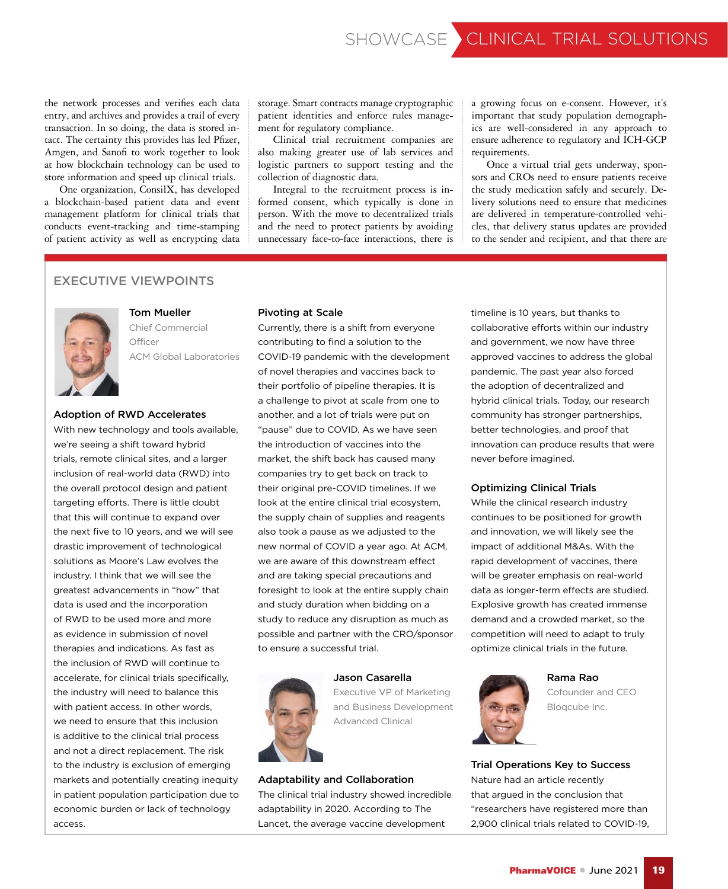the network processes and verifies each data entry, and archives and provides a trail of every transaction. In so doing, the data is stored intact. The certainty this provides has led Pfizer, Amgen, and Sanofi to work together to look at how blockchain technology can be used to store information and speed up clinical trials.

One organization, ConsilX, has developed a blockchain-based patient data and event management platform for clinical trials that conducts event-tracking and time-stamping of patient activity as well as encrypting data storage. Smart contracts manage cryptographic patient identities and enforce rules management for regulatory compliance.

Clinical trial recruitment companies are also making greater use of lab services and logistic partners to support testing and the collection of diagnostic data.

Integral to the recruitment process is informed consent, which typically is done in person. With the move to decentralized trials and the need to protect patients by avoiding unnecessary face-to-face interactions, there is a growing focus on e-consent. However, it's important that study population demographics are well-considered in any approach to ensure adherence to regulatory and ICH-GCP requirements.

Once a virtual trial gets underway, sponsors and CROs need to ensure patients receive the study medication safely and securely. Delivery solutions need to ensure that medicines are delivered in temperature-controlled vehicles, that delivery status updates are provided to the sender and recipient, and that there are

## EXECUTIVE VIEWPOINTS

**Tom Mueller**
Chief Commercial Officer
ACM Global Laboratories

### Adoption of RWD Accelerates

With new technology and tools available, we're seeing a shift toward hybrid trials, remote clinical sites, and a larger inclusion of real-world data (RWD) into the overall protocol design and patient targeting efforts. There is little doubt that this will continue to expand over the next five to 10 years, and we will see drastic improvement of technological solutions as Moore's Law evolves the industry. I think that we will see the greatest advancements in "how" that data is used and the incorporation of RWD to be used more and more as evidence in submission of novel therapies and indications. As fast as the inclusion of RWD will continue to accelerate, for clinical trials specifically, the industry will need to balance this with patient access. In other words, we need to ensure that this inclusion is additive to the clinical trial process and not a direct replacement. The risk to the industry is exclusion of emerging markets and potentially creating inequity in patient population participation due to economic burden or lack of technology access.

### Pivoting at Scale

Currently, there is a shift from everyone contributing to find a solution to the COVID-19 pandemic with the development of novel therapies and vaccines back to their portfolio of pipeline therapies. It is a challenge to pivot at scale from one to another, and a lot of trials were put on "pause" due to COVID. As we have seen the introduction of vaccines into the market, the shift back has caused many companies try to get back on track to their original pre-COVID timelines. If we look at the entire clinical trial ecosystem, the supply chain of supplies and reagents also took a pause as we adjusted to the new normal of COVID a year ago. At ACM, we are aware of this downstream effect and are taking special precautions and foresight to look at the entire supply chain and study duration when bidding on a study to reduce any disruption as much as possible and partner with the CRO/sponsor to ensure a successful trial.

**Jason Casarella**
Executive VP of Marketing and Business Development
Advanced Clinical

### Adaptability and Collaboration

The clinical trial industry showed incredible adaptability in 2020. According to The Lancet, the average vaccine development timeline is 10 years, but thanks to collaborative efforts within our industry and government, we now have three approved vaccines to address the global pandemic. The past year also forced the adoption of decentralized and hybrid clinical trials. Today, our research community has stronger partnerships, better technologies, and proof that innovation can produce results that were never before imagined.

### Optimizing Clinical Trials

While the clinical research industry continues to be positioned for growth and innovation, we will likely see the impact of additional M&As. With the rapid development of vaccines, there will be greater emphasis on real-world data as longer-term effects are studied. Explosive growth has created immense demand and a crowded market, so the competition will need to adapt to truly optimize clinical trials in the future.

**Rama Rao**
Cofounder and CEO
Bloqcube Inc.

### Trial Operations Key to Success

Nature had an article recently that argued in the conclusion that "researchers have registered more than 2,900 clinical trials related to COVID-19,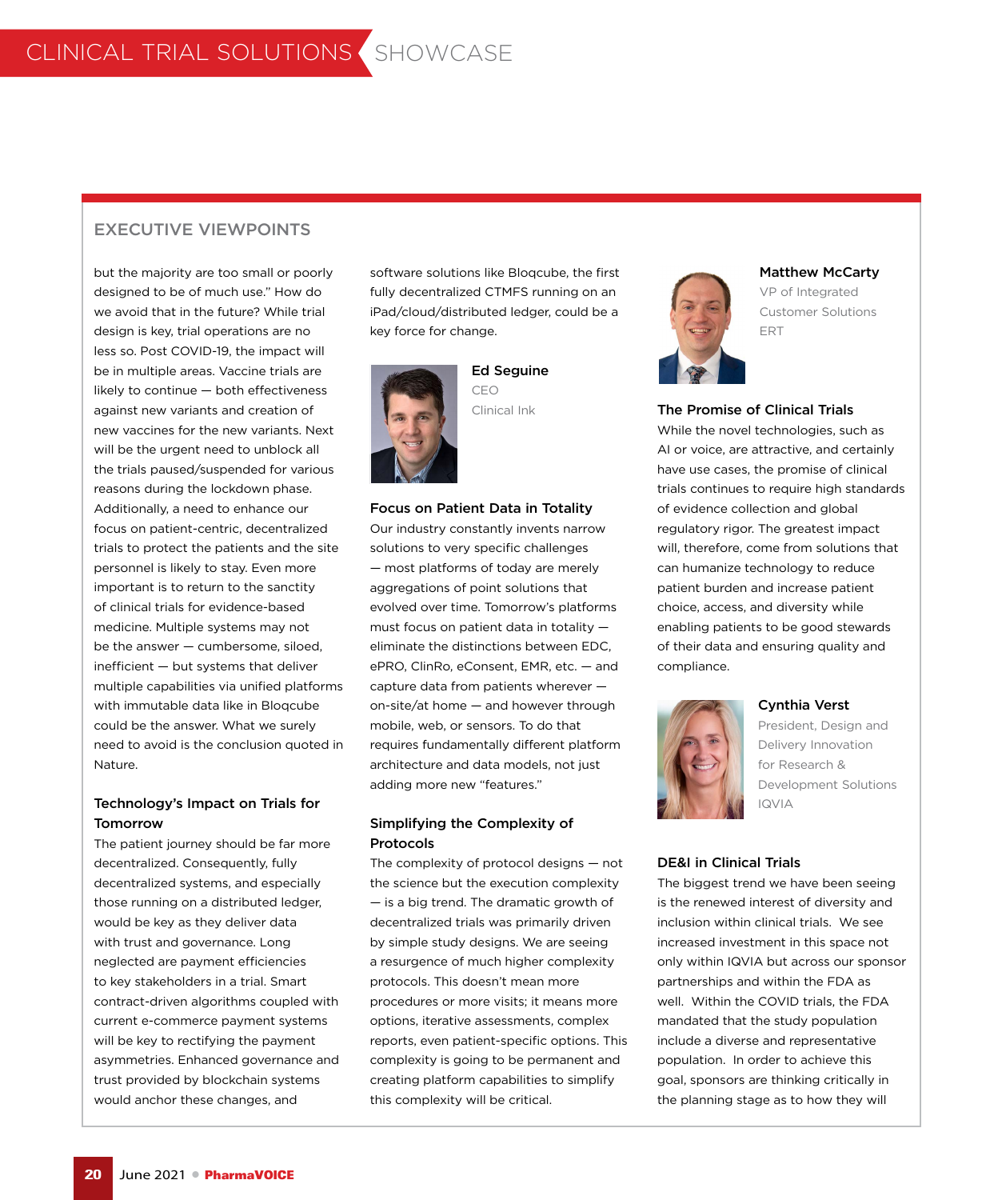## EXECUTIVE VIEWPOINTS

but the majority are too small or poorly designed to be of much use." How do we avoid that in the future? While trial design is key, trial operations are no less so. Post COVID-19, the impact will be in multiple areas. Vaccine trials are likely to continue — both effectiveness against new variants and creation of new vaccines for the new variants. Next will be the urgent need to unblock all the trials paused/suspended for various reasons during the lockdown phase. Additionally, a need to enhance our focus on patient-centric, decentralized trials to protect the patients and the site personnel is likely to stay. Even more important is to return to the sanctity of clinical trials for evidence-based medicine. Multiple systems may not be the answer — cumbersome, siloed, inefficient — but systems that deliver multiple capabilities via unified platforms with immutable data like in Bloqcube could be the answer. What we surely need to avoid is the conclusion quoted in Nature.

### Technology's Impact on Trials for Tomorrow

The patient journey should be far more decentralized. Consequently, fully decentralized systems, and especially those running on a distributed ledger, would be key as they deliver data with trust and governance. Long neglected are payment efficiencies to key stakeholders in a trial. Smart contract-driven algorithms coupled with current e-commerce payment systems will be key to rectifying the payment asymmetries. Enhanced governance and trust provided by blockchain systems would anchor these changes, and software solutions like Bloqcube, the first fully decentralized CTMFS running on an iPad/cloud/distributed ledger, could be a key force for change.

**Ed Seguine**
CEO
Clinical Ink

### Focus on Patient Data in Totality

Our industry constantly invents narrow solutions to very specific challenges — most platforms of today are merely aggregations of point solutions that evolved over time. Tomorrow's platforms must focus on patient data in totality — eliminate the distinctions between EDC, ePRO, ClinRo, eConsent, EMR, etc. — and capture data from patients wherever — on-site/at home — and however through mobile, web, or sensors. To do that requires fundamentally different platform architecture and data models, not just adding more new "features."

### Simplifying the Complexity of Protocols

The complexity of protocol designs — not the science but the execution complexity — is a big trend. The dramatic growth of decentralized trials was primarily driven by simple study designs. We are seeing a resurgence of much higher complexity protocols. This doesn't mean more procedures or more visits; it means more options, iterative assessments, complex reports, even patient-specific options. This complexity is going to be permanent and creating platform capabilities to simplify this complexity will be critical.

**Matthew McCarty**
VP of Integrated Customer Solutions
ERT

### The Promise of Clinical Trials

While the novel technologies, such as AI or voice, are attractive, and certainly have use cases, the promise of clinical trials continues to require high standards of evidence collection and global regulatory rigor. The greatest impact will, therefore, come from solutions that can humanize technology to reduce patient burden and increase patient choice, access, and diversity while enabling patients to be good stewards of their data and ensuring quality and compliance.

**Cynthia Verst**
President, Design and Delivery Innovation for Research & Development Solutions
IQVIA

### DE&I in Clinical Trials

The biggest trend we have been seeing is the renewed interest of diversity and inclusion within clinical trials. We see increased investment in this space not only within IQVIA but across our sponsor partnerships and within the FDA as well. Within the COVID trials, the FDA mandated that the study population include a diverse and representative population. In order to achieve this goal, sponsors are thinking critically in the planning stage as to how they will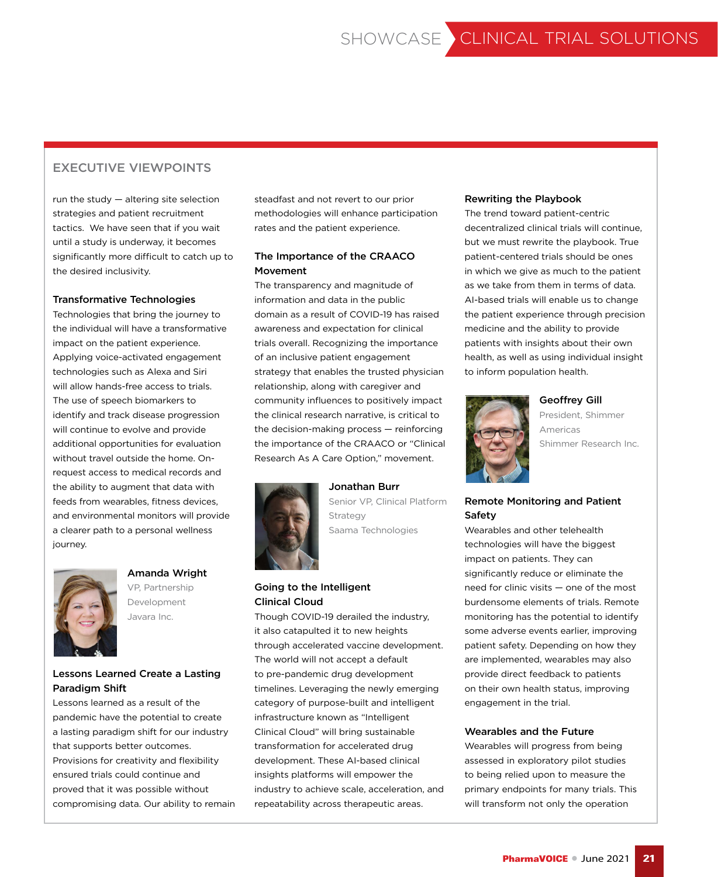## EXECUTIVE VIEWPOINTS

run the study — altering site selection strategies and patient recruitment tactics. We have seen that if you wait until a study is underway, it becomes significantly more difficult to catch up to the desired inclusivity.

### Transformative Technologies

Technologies that bring the journey to the individual will have a transformative impact on the patient experience. Applying voice-activated engagement technologies such as Alexa and Siri will allow hands-free access to trials. The use of speech biomarkers to identify and track disease progression will continue to evolve and provide additional opportunities for evaluation without travel outside the home. On-request access to medical records and the ability to augment that data with feeds from wearables, fitness devices, and environmental monitors will provide a clearer path to a personal wellness journey.

**Amanda Wright**
VP, Partnership Development
Javara Inc.

### Lessons Learned Create a Lasting Paradigm Shift

Lessons learned as a result of the pandemic have the potential to create a lasting paradigm shift for our industry that supports better outcomes. Provisions for creativity and flexibility ensured trials could continue and proved that it was possible without compromising data. Our ability to remain steadfast and not revert to our prior methodologies will enhance participation rates and the patient experience.

### The Importance of the CRAACO Movement

The transparency and magnitude of information and data in the public domain as a result of COVID-19 has raised awareness and expectation for clinical trials overall. Recognizing the importance of an inclusive patient engagement strategy that enables the trusted physician relationship, along with caregiver and community influences to positively impact the clinical research narrative, is critical to the decision-making process — reinforcing the importance of the CRAACO or "Clinical Research As A Care Option," movement.

**Jonathan Burr**
Senior VP, Clinical Platform Strategy
Saama Technologies

### Going to the Intelligent Clinical Cloud

Though COVID-19 derailed the industry, it also catapulted it to new heights through accelerated vaccine development. The world will not accept a default to pre-pandemic drug development timelines. Leveraging the newly emerging category of purpose-built and intelligent infrastructure known as "Intelligent Clinical Cloud" will bring sustainable transformation for accelerated drug development. These AI-based clinical insights platforms will empower the industry to achieve scale, acceleration, and repeatability across therapeutic areas.

### Rewriting the Playbook

The trend toward patient-centric decentralized clinical trials will continue, but we must rewrite the playbook. True patient-centered trials should be ones in which we give as much to the patient as we take from them in terms of data. AI-based trials will enable us to change the patient experience through precision medicine and the ability to provide patients with insights about their own health, as well as using individual insight to inform population health.

**Geoffrey Gill**
President, Shimmer Americas
Shimmer Research Inc.

### Remote Monitoring and Patient Safety

Wearables and other telehealth technologies will have the biggest impact on patients. They can significantly reduce or eliminate the need for clinic visits — one of the most burdensome elements of trials. Remote monitoring has the potential to identify some adverse events earlier, improving patient safety. Depending on how they are implemented, wearables may also provide direct feedback to patients on their own health status, improving engagement in the trial.

### Wearables and the Future

Wearables will progress from being assessed in exploratory pilot studies to being relied upon to measure the primary endpoints for many trials. This will transform not only the operation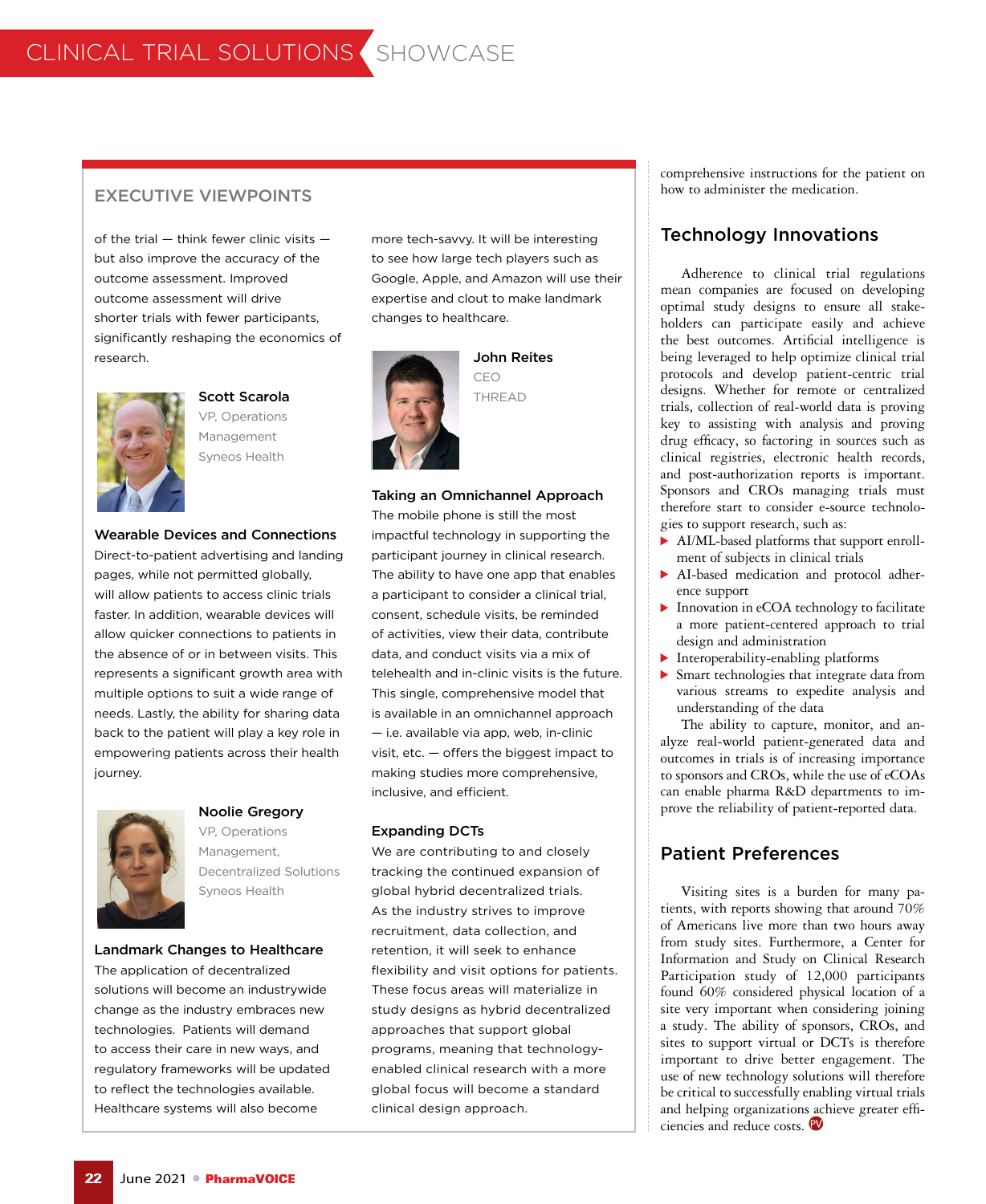## EXECUTIVE VIEWPOINTS

of the trial — think fewer clinic visits — but also improve the accuracy of the outcome assessment. Improved outcome assessment will drive shorter trials with fewer participants, significantly reshaping the economics of research.

**Scott Scarola**
VP, Operations Management
Syneos Health

### Wearable Devices and Connections

Direct-to-patient advertising and landing pages, while not permitted globally, will allow patients to access clinic trials faster. In addition, wearable devices will allow quicker connections to patients in the absence of or in between visits. This represents a significant growth area with multiple options to suit a wide range of needs. Lastly, the ability for sharing data back to the patient will play a key role in empowering patients across their health journey.

**Noolie Gregory**
VP, Operations Management, Decentralized Solutions
Syneos Health

### Landmark Changes to Healthcare

The application of decentralized solutions will become an industrywide change as the industry embraces new technologies. Patients will demand to access their care in new ways, and regulatory frameworks will be updated to reflect the technologies available. Healthcare systems will also become more tech-savvy. It will be interesting to see how large tech players such as Google, Apple, and Amazon will use their expertise and clout to make landmark changes to healthcare.

**John Reites**
CEO
THREAD

### Taking an Omnichannel Approach

The mobile phone is still the most impactful technology in supporting the participant journey in clinical research. The ability to have one app that enables a participant to consider a clinical trial, consent, schedule visits, be reminded of activities, view their data, contribute data, and conduct visits via a mix of telehealth and in-clinic visits is the future. This single, comprehensive model that is available in an omnichannel approach — i.e. available via app, web, in-clinic visit, etc. — offers the biggest impact to making studies more comprehensive, inclusive, and efficient.

### Expanding DCTs

We are contributing to and closely tracking the continued expansion of global hybrid decentralized trials. As the industry strives to improve recruitment, data collection, and retention, it will seek to enhance flexibility and visit options for patients. These focus areas will materialize in study designs as hybrid decentralized approaches that support global programs, meaning that technology-enabled clinical research with a more global focus will become a standard clinical design approach.

comprehensive instructions for the patient on how to administer the medication.

## Technology Innovations

Adherence to clinical trial regulations mean companies are focused on developing optimal study designs to ensure all stakeholders can participate easily and achieve the best outcomes. Artificial intelligence is being leveraged to help optimize clinical trial protocols and develop patient-centric trial designs. Whether for remote or centralized trials, collection of real-world data is proving key to assisting with analysis and proving drug efficacy, so factoring in sources such as clinical registries, electronic health records, and post-authorization reports is important. Sponsors and CROs managing trials must therefore start to consider e-source technologies to support research, such as:

- AI/ML-based platforms that support enrollment of subjects in clinical trials
- AI-based medication and protocol adherence support
- Innovation in eCOA technology to facilitate a more patient-centered approach to trial design and administration
- Interoperability-enabling platforms
- Smart technologies that integrate data from various streams to expedite analysis and understanding of the data

The ability to capture, monitor, and analyze real-world patient-generated data and outcomes in trials is of increasing importance to sponsors and CROs, while the use of eCOAs can enable pharma R&D departments to improve the reliability of patient-reported data.

## Patient Preferences

Visiting sites is a burden for many patients, with reports showing that around 70% of Americans live more than two hours away from study sites. Furthermore, a Center for Information and Study on Clinical Research Participation study of 12,000 participants found 60% considered physical location of a site very important when considering joining a study. The ability of sponsors, CROs, and sites to support virtual or DCTs is therefore important to drive better engagement. The use of new technology solutions will therefore be critical to successfully enabling virtual trials and helping organizations achieve greater efficiencies and reduce costs.